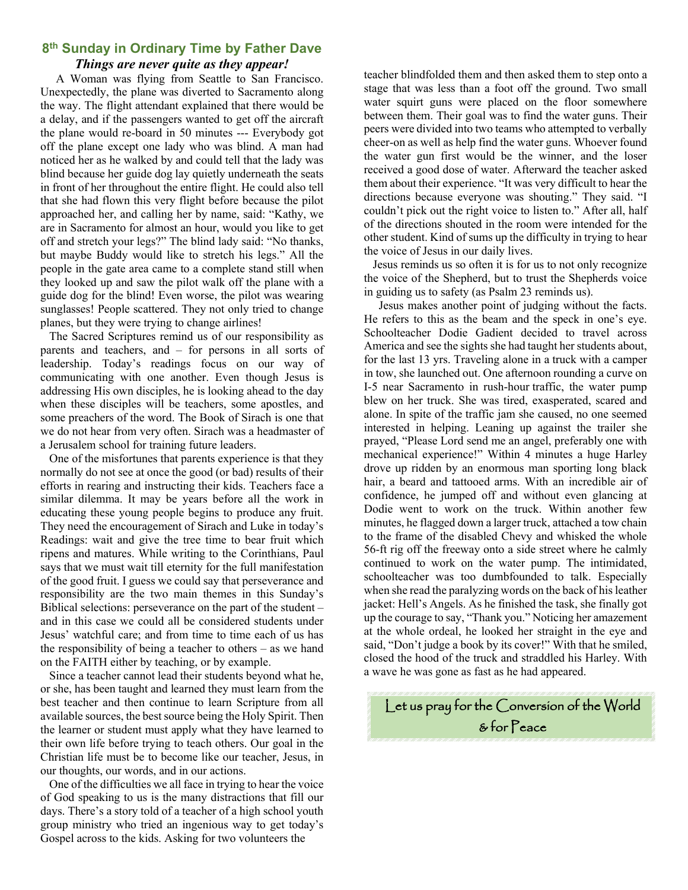## 8th Sunday in Ordinary Time by Father Dave

***Things are never quite as they appear!***

A Woman was flying from Seattle to San Francisco. Unexpectedly, the plane was diverted to Sacramento along the way. The flight attendant explained that there would be a delay, and if the passengers wanted to get off the aircraft the plane would re-board in 50 minutes --- Everybody got off the plane except one lady who was blind. A man had noticed her as he walked by and could tell that the lady was blind because her guide dog lay quietly underneath the seats in front of her throughout the entire flight. He could also tell that she had flown this very flight before because the pilot approached her, and calling her by name, said: "Kathy, we are in Sacramento for almost an hour, would you like to get off and stretch your legs?" The blind lady said: "No thanks, but maybe Buddy would like to stretch his legs." All the people in the gate area came to a complete stand still when they looked up and saw the pilot walk off the plane with a guide dog for the blind! Even worse, the pilot was wearing sunglasses! People scattered. They not only tried to change planes, but they were trying to change airlines!

The Sacred Scriptures remind us of our responsibility as parents and teachers, and – for persons in all sorts of leadership. Today's readings focus on our way of communicating with one another. Even though Jesus is addressing His own disciples, he is looking ahead to the day when these disciples will be teachers, some apostles, and some preachers of the word. The Book of Sirach is one that we do not hear from very often. Sirach was a headmaster of a Jerusalem school for training future leaders.

One of the misfortunes that parents experience is that they normally do not see at once the good (or bad) results of their efforts in rearing and instructing their kids. Teachers face a similar dilemma. It may be years before all the work in educating these young people begins to produce any fruit. They need the encouragement of Sirach and Luke in today's Readings: wait and give the tree time to bear fruit which ripens and matures. While writing to the Corinthians, Paul says that we must wait till eternity for the full manifestation of the good fruit. I guess we could say that perseverance and responsibility are the two main themes in this Sunday's Biblical selections: perseverance on the part of the student – and in this case we could all be considered students under Jesus' watchful care; and from time to time each of us has the responsibility of being a teacher to others – as we hand on the FAITH either by teaching, or by example.

Since a teacher cannot lead their students beyond what he, or she, has been taught and learned they must learn from the best teacher and then continue to learn Scripture from all available sources, the best source being the Holy Spirit. Then the learner or student must apply what they have learned to their own life before trying to teach others. Our goal in the Christian life must be to become like our teacher, Jesus, in our thoughts, our words, and in our actions.

One of the difficulties we all face in trying to hear the voice of God speaking to us is the many distractions that fill our days. There's a story told of a teacher of a high school youth group ministry who tried an ingenious way to get today's Gospel across to the kids. Asking for two volunteers the teacher blindfolded them and then asked them to step onto a stage that was less than a foot off the ground. Two small water squirt guns were placed on the floor somewhere between them. Their goal was to find the water guns. Their peers were divided into two teams who attempted to verbally cheer-on as well as help find the water guns. Whoever found the water gun first would be the winner, and the loser received a good dose of water. Afterward the teacher asked them about their experience. "It was very difficult to hear the directions because everyone was shouting." They said. "I couldn't pick out the right voice to listen to." After all, half of the directions shouted in the room were intended for the other student. Kind of sums up the difficulty in trying to hear the voice of Jesus in our daily lives.

Jesus reminds us so often it is for us to not only recognize the voice of the Shepherd, but to trust the Shepherds voice in guiding us to safety (as Psalm 23 reminds us).

Jesus makes another point of judging without the facts. He refers to this as the beam and the speck in one's eye. Schoolteacher Dodie Gadient decided to travel across America and see the sights she had taught her students about, for the last 13 yrs. Traveling alone in a truck with a camper in tow, she launched out. One afternoon rounding a curve on I-5 near Sacramento in rush-hour traffic, the water pump blew on her truck. She was tired, exasperated, scared and alone. In spite of the traffic jam she caused, no one seemed interested in helping. Leaning up against the trailer she prayed, "Please Lord send me an angel, preferably one with mechanical experience!" Within 4 minutes a huge Harley drove up ridden by an enormous man sporting long black hair, a beard and tattooed arms. With an incredible air of confidence, he jumped off and without even glancing at Dodie went to work on the truck. Within another few minutes, he flagged down a larger truck, attached a tow chain to the frame of the disabled Chevy and whisked the whole 56-ft rig off the freeway onto a side street where he calmly continued to work on the water pump. The intimidated, schoolteacher was too dumbfounded to talk. Especially when she read the paralyzing words on the back of his leather jacket: Hell's Angels. As he finished the task, she finally got up the courage to say, "Thank you." Noticing her amazement at the whole ordeal, he looked her straight in the eye and said, "Don't judge a book by its cover!" With that he smiled, closed the hood of the truck and straddled his Harley. With a wave he was gone as fast as he had appeared.

Let us pray for the Conversion of the World & for Peace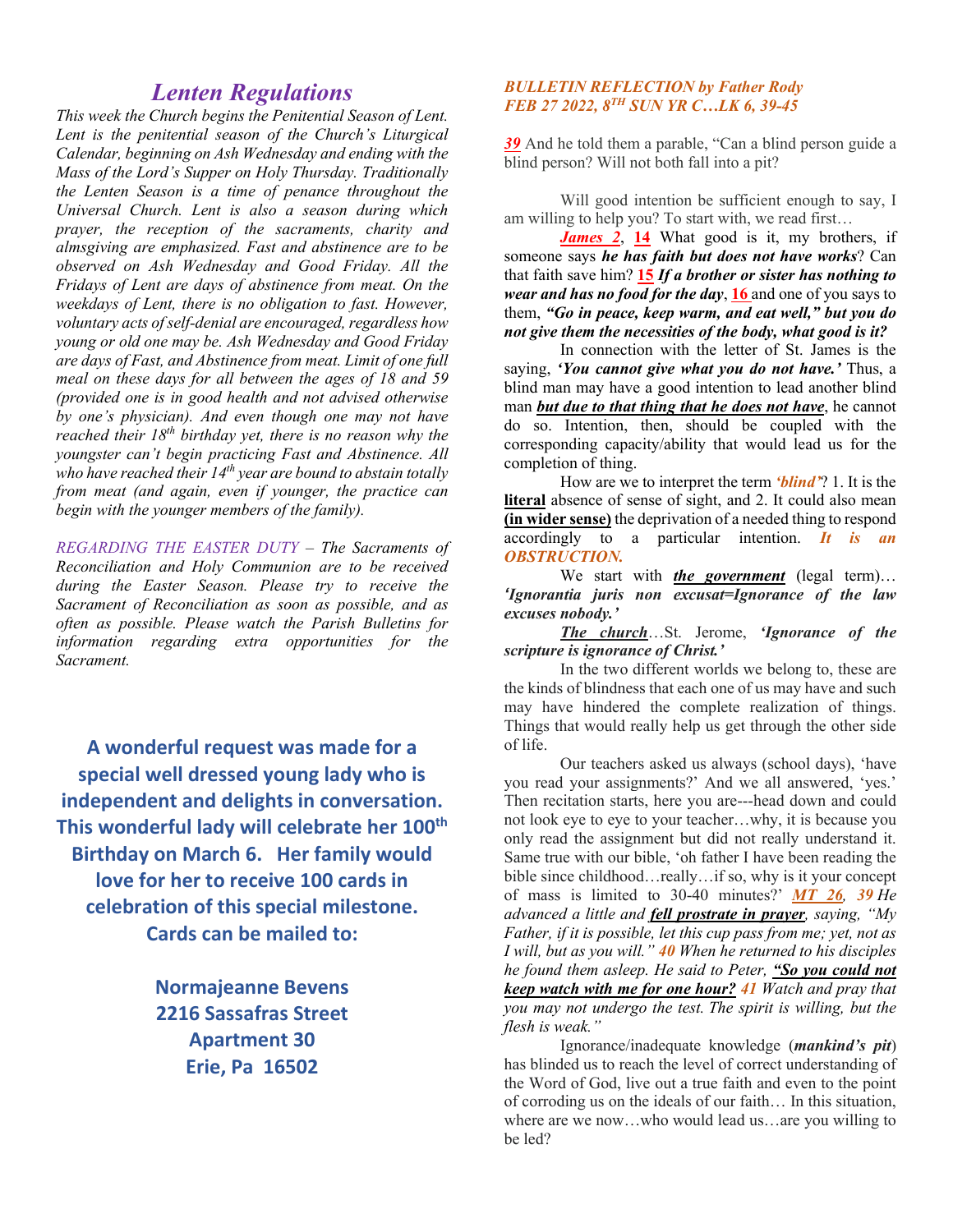## *Lenten Regulations*

*This week the Church begins the Penitential Season of Lent. Lent is the penitential season of the Church's Liturgical Calendar, beginning on Ash Wednesday and ending with the Mass of the Lord's Supper on Holy Thursday. Traditionally the Lenten Season is a time of penance throughout the Universal Church. Lent is also a season during which prayer, the reception of the sacraments, charity and almsgiving are emphasized. Fast and abstinence are to be observed on Ash Wednesday and Good Friday. All the Fridays of Lent are days of abstinence from meat. On the weekdays of Lent, there is no obligation to fast. However, voluntary acts of self-denial are encouraged, regardless how young or old one may be. Ash Wednesday and Good Friday are days of Fast, and Abstinence from meat. Limit of one full meal on these days for all between the ages of 18 and 59 (provided one is in good health and not advised otherwise by one's physician). And even though one may not have reached their 18th birthday yet, there is no reason why the youngster can't begin practicing Fast and Abstinence. All who have reached their 14th year are bound to abstain totally from meat (and again, even if younger, the practice can begin with the younger members of the family).*

*REGARDING THE EASTER DUTY – The Sacraments of Reconciliation and Holy Communion are to be received during the Easter Season. Please try to receive the Sacrament of Reconciliation as soon as possible, and as often as possible. Please watch the Parish Bulletins for information regarding extra opportunities for the Sacrament.*

**A wonderful request was made for a special well dressed young lady who is independent and delights in conversation. This wonderful lady will celebrate her 100th Birthday on March 6. Her family would love for her to receive 100 cards in celebration of this special milestone. Cards can be mailed to:**

**Normajeanne Bevens**
**2216 Sassafras Street**
**Apartment 30**
**Erie, Pa 16502**

### *BULLETIN REFLECTION by Father Rody*
### *FEB 27 2022, 8TH SUN YR C…LK 6, 39-45*

***39*** And he told them a parable, "Can a blind person guide a blind person? Will not both fall into a pit?

Will good intention be sufficient enough to say, I am willing to help you? To start with, we read first…

***James 2***, **14** What good is it, my brothers, if someone says ***he has faith but does not have works***? Can that faith save him? **15** ***If a brother or sister has nothing to wear and has no food for the day***, **16** and one of you says to them, ***"Go in peace, keep warm, and eat well," but you do not give them the necessities of the body, what good is it?***

In connection with the letter of St. James is the saying, ***'You cannot give what you do not have.'*** Thus, a blind man may have a good intention to lead another blind man ***but due to that thing that he does not have***, he cannot do so. Intention, then, should be coupled with the corresponding capacity/ability that would lead us for the completion of thing.

How are we to interpret the term ***'blind'***? 1. It is the **literal** absence of sense of sight, and 2. It could also mean **(in wider sense)** the deprivation of a needed thing to respond accordingly to a particular intention. ***It is an OBSTRUCTION.***

We start with ***the government*** (legal term)… ***'Ignorantia juris non excusat=Ignorance of the law excuses nobody.'***

***The church***…St. Jerome, ***'Ignorance of the scripture is ignorance of Christ.'***

In the two different worlds we belong to, these are the kinds of blindness that each one of us may have and such may have hindered the complete realization of things. Things that would really help us get through the other side of life.

Our teachers asked us always (school days), 'have you read your assignments?' And we all answered, 'yes.' Then recitation starts, here you are---head down and could not look eye to eye to your teacher…why, it is because you only read the assignment but did not really understand it. Same true with our bible, 'oh father I have been reading the bible since childhood…really…if so, why is it your concept of mass is limited to 30-40 minutes?' ***MT 26***, ***39*** *He advanced a little and **fell prostrate in prayer**, saying, "My Father, if it is possible, let this cup pass from me; yet, not as I will, but as you will."* ***40*** *When he returned to his disciples he found them asleep. He said to Peter, **"So you could not keep watch with me for one hour?*** ***41*** *Watch and pray that you may not undergo the test. The spirit is willing, but the flesh is weak."*

Ignorance/inadequate knowledge (***mankind's pit***) has blinded us to reach the level of correct understanding of the Word of God, live out a true faith and even to the point of corroding us on the ideals of our faith… In this situation, where are we now…who would lead us…are you willing to be led?